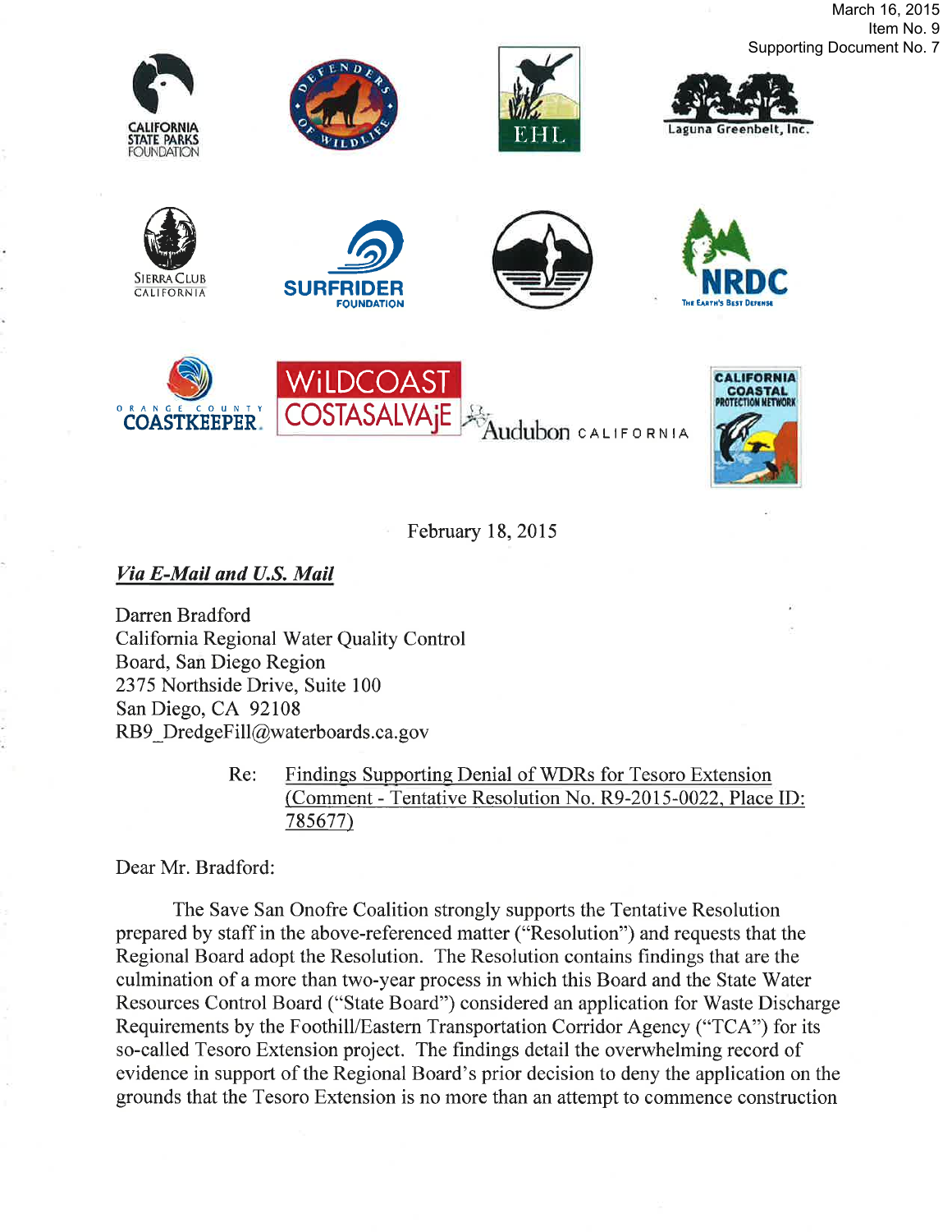March 16, 2015
Item No. 9
Supporting Document No. 7

CALIFORNIA STATE PARKS FOUNDATION

DEFENDERS OF WILDLIFE

EHL

Laguna Greenbelt, Inc.

SIERRA CLUB CALIFORNIA

SURFRIDER FOUNDATION

NRDC THE EARTH'S BEST DEFENSE

ORANGE COUNTY COASTKEEPER

WiLDCOAST COSTASALVAjE

Audubon CALIFORNIA

CALIFORNIA COASTAL PROTECTION NETWORK

February 18, 2015

***Via E-Mail and U.S. Mail***

Darren Bradford
California Regional Water Quality Control Board, San Diego Region
2375 Northside Drive, Suite 100
San Diego, CA 92108
RB9_DredgeFill@waterboards.ca.gov

Re: Findings Supporting Denial of WDRs for Tesoro Extension (Comment - Tentative Resolution No. R9-2015-0022, Place ID: 785677)

Dear Mr. Bradford:

The Save San Onofre Coalition strongly supports the Tentative Resolution prepared by staff in the above-referenced matter ("Resolution") and requests that the Regional Board adopt the Resolution. The Resolution contains findings that are the culmination of a more than two-year process in which this Board and the State Water Resources Control Board ("State Board") considered an application for Waste Discharge Requirements by the Foothill/Eastern Transportation Corridor Agency ("TCA") for its so-called Tesoro Extension project. The findings detail the overwhelming record of evidence in support of the Regional Board's prior decision to deny the application on the grounds that the Tesoro Extension is no more than an attempt to commence construction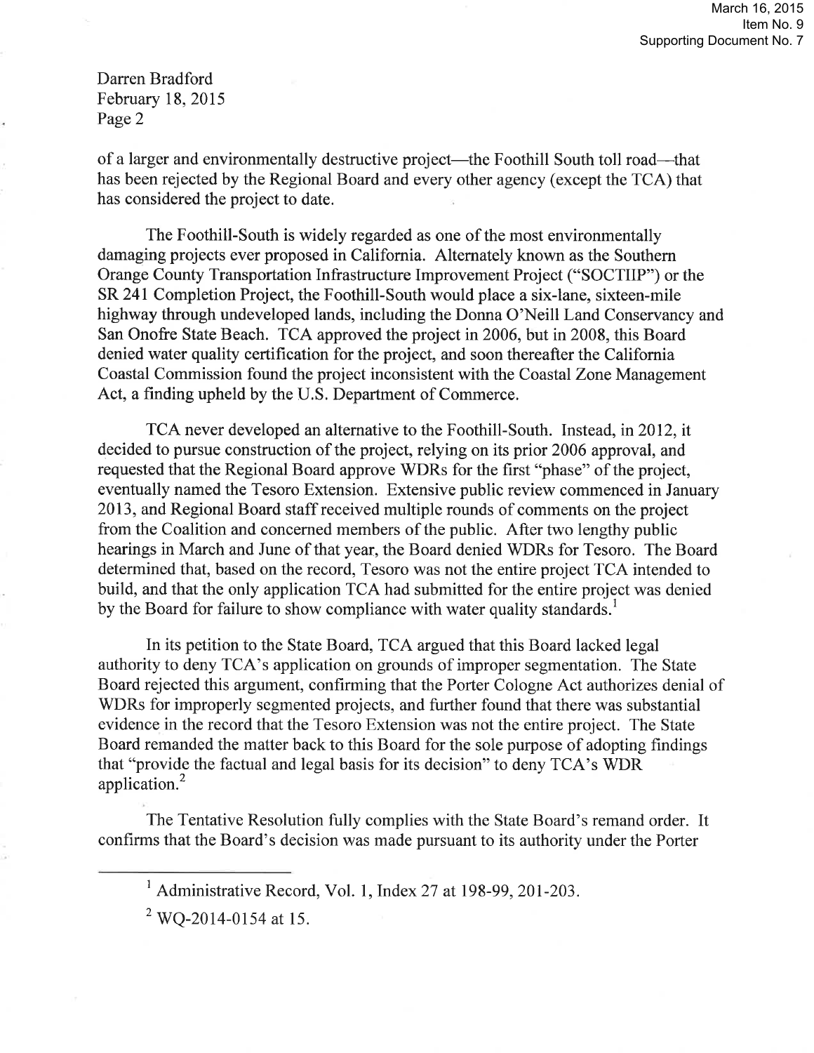of a larger and environmentally destructive project—the Foothill South toll road—that has been rejected by the Regional Board and every other agency (except the TCA) that has considered the project to date.

The Foothill-South is widely regarded as one of the most environmentally damaging projects ever proposed in California. Alternately known as the Southern Orange County Transportation Infrastructure Improvement Project ("SOCTIIP") or the SR 241 Completion Project, the Foothill-South would place a six-lane, sixteen-mile highway through undeveloped lands, including the Donna O'Neill Land Conservancy and San Onofre State Beach. TCA approved the project in 2006, but in 2008, this Board denied water quality certification for the project, and soon thereafter the California Coastal Commission found the project inconsistent with the Coastal Zone Management Act, a finding upheld by the U.S. Department of Commerce.

TCA never developed an alternative to the Foothill-South. Instead, in 2012, it decided to pursue construction of the project, relying on its prior 2006 approval, and requested that the Regional Board approve WDRs for the first "phase" of the project, eventually named the Tesoro Extension. Extensive public review commenced in January 2013, and Regional Board staff received multiple rounds of comments on the project from the Coalition and concerned members of the public. After two lengthy public hearings in March and June of that year, the Board denied WDRs for Tesoro. The Board determined that, based on the record, Tesoro was not the entire project TCA intended to build, and that the only application TCA had submitted for the entire project was denied by the Board for failure to show compliance with water quality standards.[1]

In its petition to the State Board, TCA argued that this Board lacked legal authority to deny TCA's application on grounds of improper segmentation. The State Board rejected this argument, confirming that the Porter Cologne Act authorizes denial of WDRs for improperly segmented projects, and further found that there was substantial evidence in the record that the Tesoro Extension was not the entire project. The State Board remanded the matter back to this Board for the sole purpose of adopting findings that "provide the factual and legal basis for its decision" to deny TCA's WDR application.[2]

The Tentative Resolution fully complies with the State Board's remand order. It confirms that the Board's decision was made pursuant to its authority under the Porter

---

[1] Administrative Record, Vol. 1, Index 27 at 198-99, 201-203.

[2] WQ-2014-0154 at 15.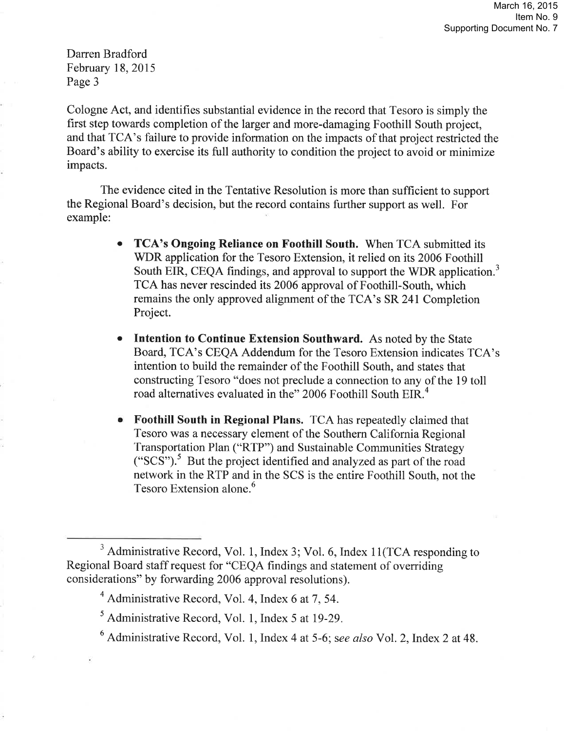Darren Bradford
February 18, 2015

Cologne Act, and identifies substantial evidence in the record that Tesoro is simply the first step towards completion of the larger and more-damaging Foothill South project, and that TCA's failure to provide information on the impacts of that project restricted the Board's ability to exercise its full authority to condition the project to avoid or minimize impacts.

The evidence cited in the Tentative Resolution is more than sufficient to support the Regional Board's decision, but the record contains further support as well. For example:

- **TCA's Ongoing Reliance on Foothill South.** When TCA submitted its WDR application for the Tesoro Extension, it relied on its 2006 Foothill South EIR, CEQA findings, and approval to support the WDR application.[3] TCA has never rescinded its 2006 approval of Foothill-South, which remains the only approved alignment of the TCA's SR 241 Completion Project.

- **Intention to Continue Extension Southward.** As noted by the State Board, TCA's CEQA Addendum for the Tesoro Extension indicates TCA's intention to build the remainder of the Foothill South, and states that constructing Tesoro "does not preclude a connection to any of the 19 toll road alternatives evaluated in the" 2006 Foothill South EIR.[4]

- **Foothill South in Regional Plans.** TCA has repeatedly claimed that Tesoro was a necessary element of the Southern California Regional Transportation Plan ("RTP") and Sustainable Communities Strategy ("SCS").[5] But the project identified and analyzed as part of the road network in the RTP and in the SCS is the entire Foothill South, not the Tesoro Extension alone.[6]

---

[3] Administrative Record, Vol. 1, Index 3; Vol. 6, Index 11(TCA responding to Regional Board staff request for "CEQA findings and statement of overriding considerations" by forwarding 2006 approval resolutions).

[4] Administrative Record, Vol. 4, Index 6 at 7, 54.

[5] Administrative Record, Vol. 1, Index 5 at 19-29.

[6] Administrative Record, Vol. 1, Index 4 at 5-6; *see also* Vol. 2, Index 2 at 48.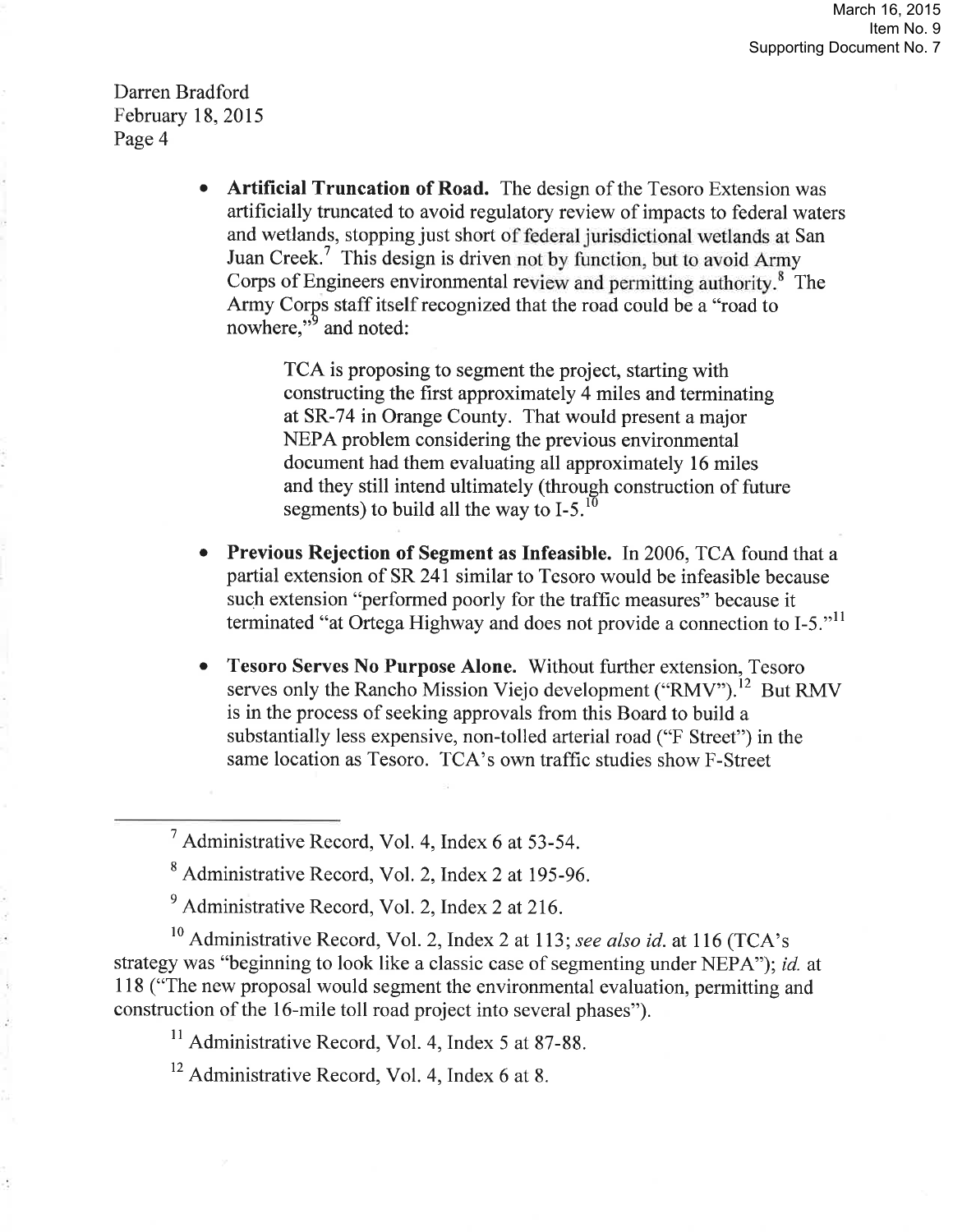Darren Bradford
February 18, 2015
Page 4

- **Artificial Truncation of Road.** The design of the Tesoro Extension was artificially truncated to avoid regulatory review of impacts to federal waters and wetlands, stopping just short of federal jurisdictional wetlands at San Juan Creek.[7] This design is driven not by function, but to avoid Army Corps of Engineers environmental review and permitting authority.[8] The Army Corps staff itself recognized that the road could be a "road to nowhere,"[9] and noted:

> TCA is proposing to segment the project, starting with constructing the first approximately 4 miles and terminating at SR-74 in Orange County. That would present a major NEPA problem considering the previous environmental document had them evaluating all approximately 16 miles and they still intend ultimately (through construction of future segments) to build all the way to I-5.[10]

- **Previous Rejection of Segment as Infeasible.** In 2006, TCA found that a partial extension of SR 241 similar to Tesoro would be infeasible because such extension "performed poorly for the traffic measures" because it terminated "at Ortega Highway and does not provide a connection to I-5."[11]

- **Tesoro Serves No Purpose Alone.** Without further extension, Tesoro serves only the Rancho Mission Viejo development ("RMV").[12] But RMV is in the process of seeking approvals from this Board to build a substantially less expensive, non-tolled arterial road ("F Street") in the same location as Tesoro. TCA's own traffic studies show F-Street

---

[7] Administrative Record, Vol. 4, Index 6 at 53-54.

[8] Administrative Record, Vol. 2, Index 2 at 195-96.

[9] Administrative Record, Vol. 2, Index 2 at 216.

[10] Administrative Record, Vol. 2, Index 2 at 113; *see also id.* at 116 (TCA's strategy was "beginning to look like a classic case of segmenting under NEPA"); *id.* at 118 ("The new proposal would segment the environmental evaluation, permitting and construction of the 16-mile toll road project into several phases").

[11] Administrative Record, Vol. 4, Index 5 at 87-88.

[12] Administrative Record, Vol. 4, Index 6 at 8.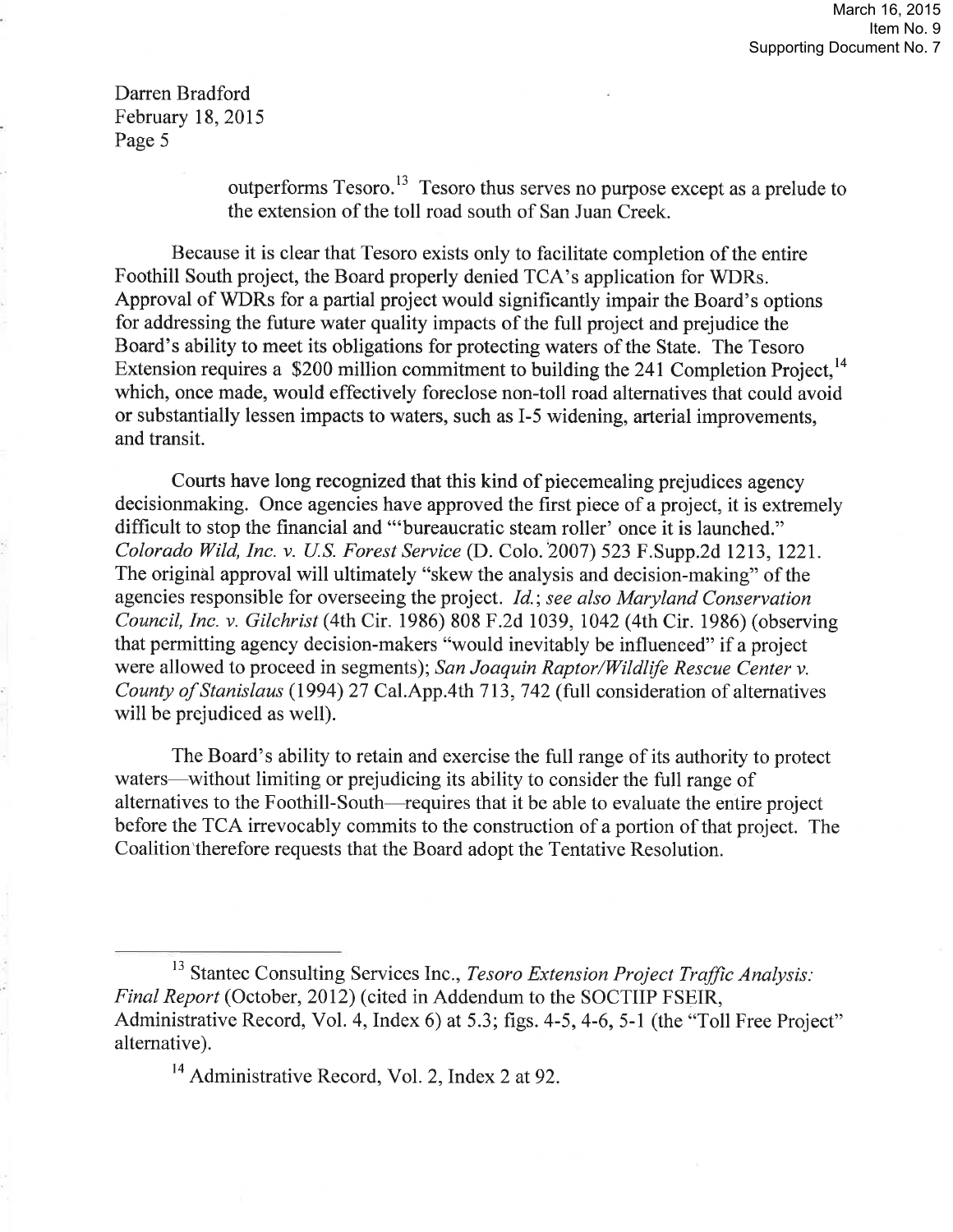outperforms Tesoro.[13] Tesoro thus serves no purpose except as a prelude to the extension of the toll road south of San Juan Creek.

Because it is clear that Tesoro exists only to facilitate completion of the entire Foothill South project, the Board properly denied TCA's application for WDRs. Approval of WDRs for a partial project would significantly impair the Board's options for addressing the future water quality impacts of the full project and prejudice the Board's ability to meet its obligations for protecting waters of the State. The Tesoro Extension requires a $200 million commitment to building the 241 Completion Project,[14] which, once made, would effectively foreclose non-toll road alternatives that could avoid or substantially lessen impacts to waters, such as I-5 widening, arterial improvements, and transit.

Courts have long recognized that this kind of piecemealing prejudices agency decisionmaking. Once agencies have approved the first piece of a project, it is extremely difficult to stop the financial and "'bureaucratic steam roller' once it is launched." *Colorado Wild, Inc. v. U.S. Forest Service* (D. Colo. 2007) 523 F.Supp.2d 1213, 1221. The original approval will ultimately "skew the analysis and decision-making" of the agencies responsible for overseeing the project. *Id.*; *see also Maryland Conservation Council, Inc. v. Gilchrist* (4th Cir. 1986) 808 F.2d 1039, 1042 (4th Cir. 1986) (observing that permitting agency decision-makers "would inevitably be influenced" if a project were allowed to proceed in segments); *San Joaquin Raptor/Wildlife Rescue Center v. County of Stanislaus* (1994) 27 Cal.App.4th 713, 742 (full consideration of alternatives will be prejudiced as well).

The Board's ability to retain and exercise the full range of its authority to protect waters—without limiting or prejudicing its ability to consider the full range of alternatives to the Foothill-South—requires that it be able to evaluate the entire project before the TCA irrevocably commits to the construction of a portion of that project. The Coalition therefore requests that the Board adopt the Tentative Resolution.

---

[13] Stantec Consulting Services Inc., *Tesoro Extension Project Traffic Analysis: Final Report* (October, 2012) (cited in Addendum to the SOCTIIP FSEIR, Administrative Record, Vol. 4, Index 6) at 5.3; figs. 4-5, 4-6, 5-1 (the "Toll Free Project" alternative).

[14] Administrative Record, Vol. 2, Index 2 at 92.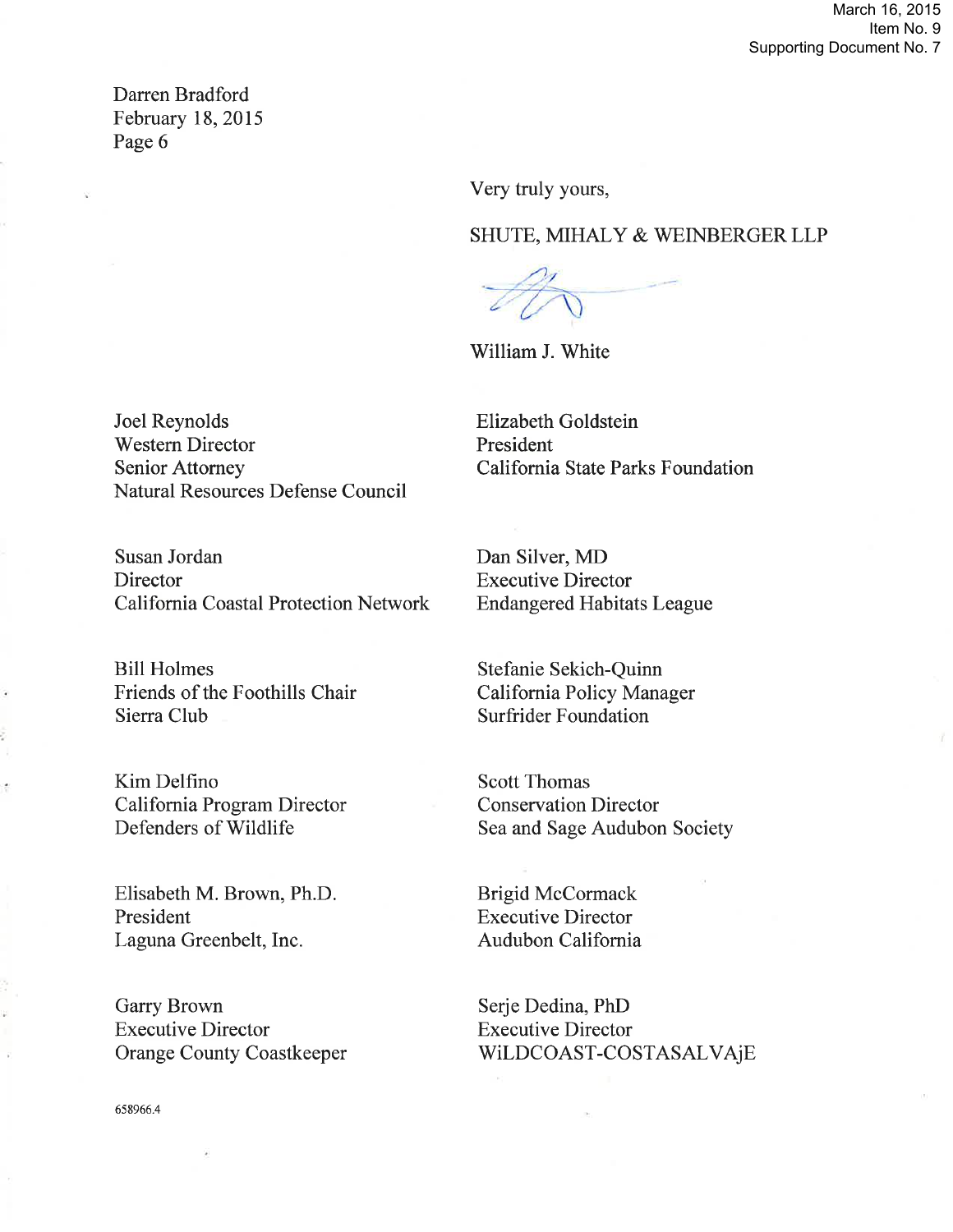March 16, 2015
Item No. 9
Supporting Document No. 7

Darren Bradford
February 18, 2015
Page 6

Very truly yours,

SHUTE, MIHALY & WEINBERGER LLP

William J. White

Joel Reynolds
Western Director
Senior Attorney
Natural Resources Defense Council

Elizabeth Goldstein
President
California State Parks Foundation

Susan Jordan
Director
California Coastal Protection Network

Dan Silver, MD
Executive Director
Endangered Habitats League

Bill Holmes
Friends of the Foothills Chair
Sierra Club

Stefanie Sekich-Quinn
California Policy Manager
Surfrider Foundation

Kim Delfino
California Program Director
Defenders of Wildlife

Scott Thomas
Conservation Director
Sea and Sage Audubon Society

Elisabeth M. Brown, Ph.D.
President
Laguna Greenbelt, Inc.

Brigid McCormack
Executive Director
Audubon California

Garry Brown
Executive Director
Orange County Coastkeeper

Serje Dedina, PhD
Executive Director
WiLDCOAST-COSTASALVAjE

658966.4